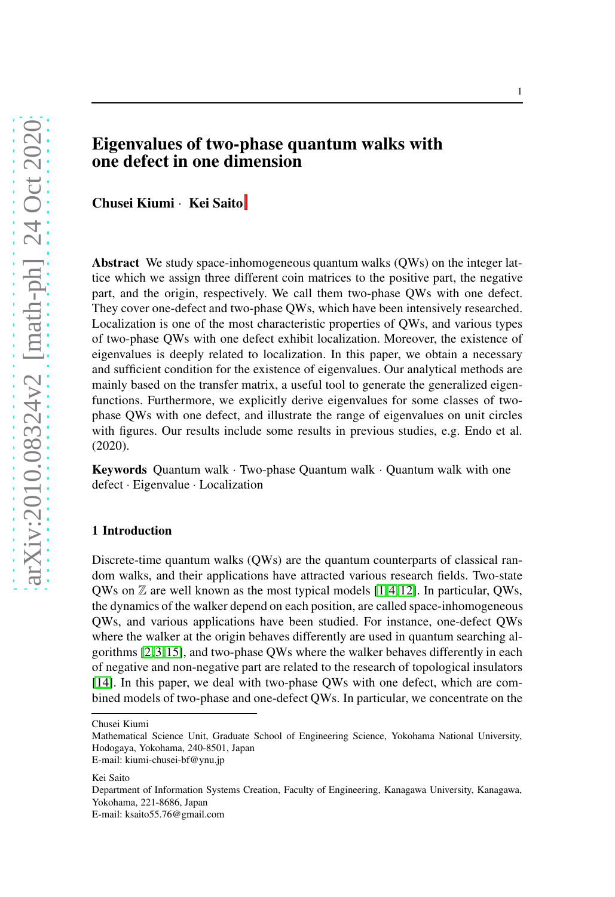# Eigenvalues of two-phase quantum walks with one defect in one dimension

**Chusei Kiumi** · **Kei Saito**

**Abstract** We study space-inhomogeneous quantum walks (QWs) on the integer lattice which we assign three different coin matrices to the positive part, the negative part, and the origin, respectively. We call them two-phase QWs with one defect. They cover one-defect and two-phase QWs, which have been intensively researched. Localization is one of the most characteristic properties of QWs, and various types of two-phase QWs with one defect exhibit localization. Moreover, the existence of eigenvalues is deeply related to localization. In this paper, we obtain a necessary and sufficient condition for the existence of eigenvalues. Our analytical methods are mainly based on the transfer matrix, a useful tool to generate the generalized eigenfunctions. Furthermore, we explicitly derive eigenvalues for some classes of two-phase QWs with one defect, and illustrate the range of eigenvalues on unit circles with figures. Our results include some results in previous studies, e.g. Endo et al. (2020).

**Keywords** Quantum walk · Two-phase Quantum walk · Quantum walk with one defect · Eigenvalue · Localization

## 1 Introduction

Discrete-time quantum walks (QWs) are the quantum counterparts of classical random walks, and their applications have attracted various research fields. Two-state QWs on $\mathbb{Z}$ are well known as the most typical models [1,4,12]. In particular, QWs, the dynamics of the walker depend on each position, are called space-inhomogeneous QWs, and various applications have been studied. For instance, one-defect QWs where the walker at the origin behaves differently are used in quantum searching algorithms [2,3,15], and two-phase QWs where the walker behaves differently in each of negative and non-negative part are related to the research of topological insulators [14]. In this paper, we deal with two-phase QWs with one defect, which are combined models of two-phase and one-defect QWs. In particular, we concentrate on the

---

Chusei Kiumi
Mathematical Science Unit, Graduate School of Engineering Science, Yokohama National University, Hodogaya, Yokohama, 240-8501, Japan
E-mail: kiumi-chusei-bf@ynu.jp

Kei Saito
Department of Information Systems Creation, Faculty of Engineering, Kanagawa University, Kanagawa, Yokohama, 221-8686, Japan
E-mail: ksaito55.76@gmail.com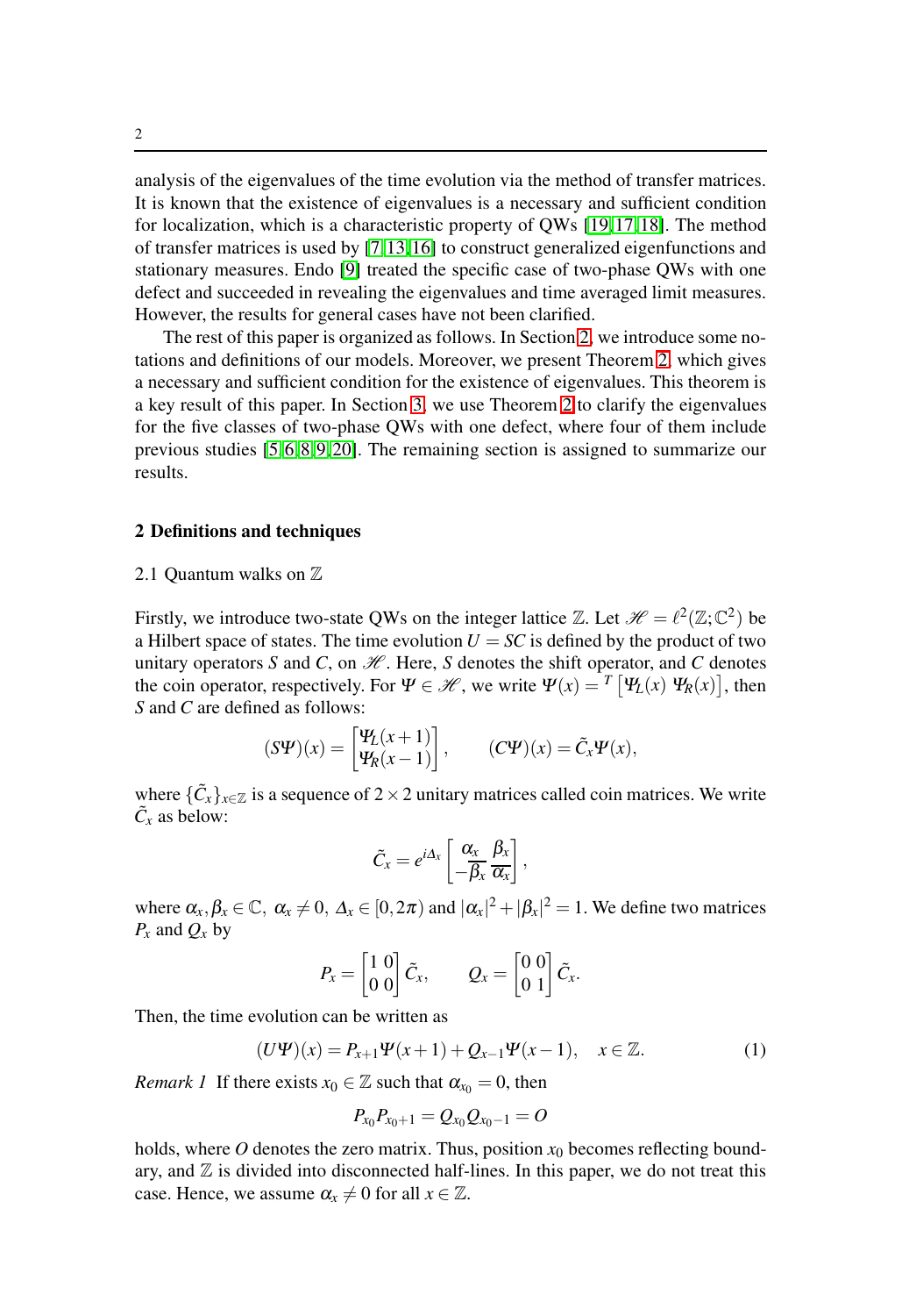analysis of the eigenvalues of the time evolution via the method of transfer matrices. It is known that the existence of eigenvalues is a necessary and sufficient condition for localization, which is a characteristic property of QWs [19,17,18]. The method of transfer matrices is used by [7,13,16] to construct generalized eigenfunctions and stationary measures. Endo [9] treated the specific case of two-phase QWs with one defect and succeeded in revealing the eigenvalues and time averaged limit measures. However, the results for general cases have not been clarified.

The rest of this paper is organized as follows. In Section 2, we introduce some notations and definitions of our models. Moreover, we present Theorem 2, which gives a necessary and sufficient condition for the existence of eigenvalues. This theorem is a key result of this paper. In Section 3, we use Theorem 2 to clarify the eigenvalues for the five classes of two-phase QWs with one defect, where four of them include previous studies [5,6,8,9,20]. The remaining section is assigned to summarize our results.

## 2 Definitions and techniques

### 2.1 Quantum walks on $\mathbb{Z}$

Firstly, we introduce two-state QWs on the integer lattice $\mathbb{Z}$. Let $\mathscr{H} = \ell^2(\mathbb{Z};\mathbb{C}^2)$ be a Hilbert space of states. The time evolution $U = SC$ is defined by the product of two unitary operators $S$ and $C$, on $\mathscr{H}$. Here, $S$ denotes the shift operator, and $C$ denotes the coin operator, respectively. For $\Psi \in \mathscr{H}$, we write $\Psi(x) = {}^T\begin{bmatrix}\Psi_L(x) & \Psi_R(x)\end{bmatrix}$, then $S$ and $C$ are defined as follows:

$$(S\Psi)(x) = \begin{bmatrix}\Psi_L(x+1) \\ \Psi_R(x-1)\end{bmatrix}, \qquad (C\Psi)(x) = \tilde{C}_x \Psi(x),$$

where $\{\tilde{C}_x\}_{x\in\mathbb{Z}}$ is a sequence of $2\times 2$ unitary matrices called coin matrices. We write $\tilde{C}_x$ as below:

$$\tilde{C}_x = e^{i\Delta_x}\begin{bmatrix}\alpha_x & \beta_x \\ -\overline{\beta_x} & \overline{\alpha_x}\end{bmatrix},$$

where $\alpha_x, \beta_x \in \mathbb{C},\ \alpha_x \neq 0,\ \Delta_x \in [0, 2\pi)$ and $|\alpha_x|^2 + |\beta_x|^2 = 1$. We define two matrices $P_x$ and $Q_x$ by

$$P_x = \begin{bmatrix}1 & 0 \\ 0 & 0\end{bmatrix}\tilde{C}_x, \qquad Q_x = \begin{bmatrix}0 & 0 \\ 0 & 1\end{bmatrix}\tilde{C}_x.$$

Then, the time evolution can be written as

$$(U\Psi)(x) = P_{x+1}\Psi(x+1) + Q_{x-1}\Psi(x-1), \quad x \in \mathbb{Z}. \tag{1}$$

*Remark 1* If there exists $x_0 \in \mathbb{Z}$ such that $\alpha_{x_0} = 0$, then

$$P_{x_0}P_{x_0+1} = Q_{x_0}Q_{x_0-1} = O$$

holds, where $O$ denotes the zero matrix. Thus, position $x_0$ becomes reflecting boundary, and $\mathbb{Z}$ is divided into disconnected half-lines. In this paper, we do not treat this case. Hence, we assume $\alpha_x \neq 0$ for all $x \in \mathbb{Z}$.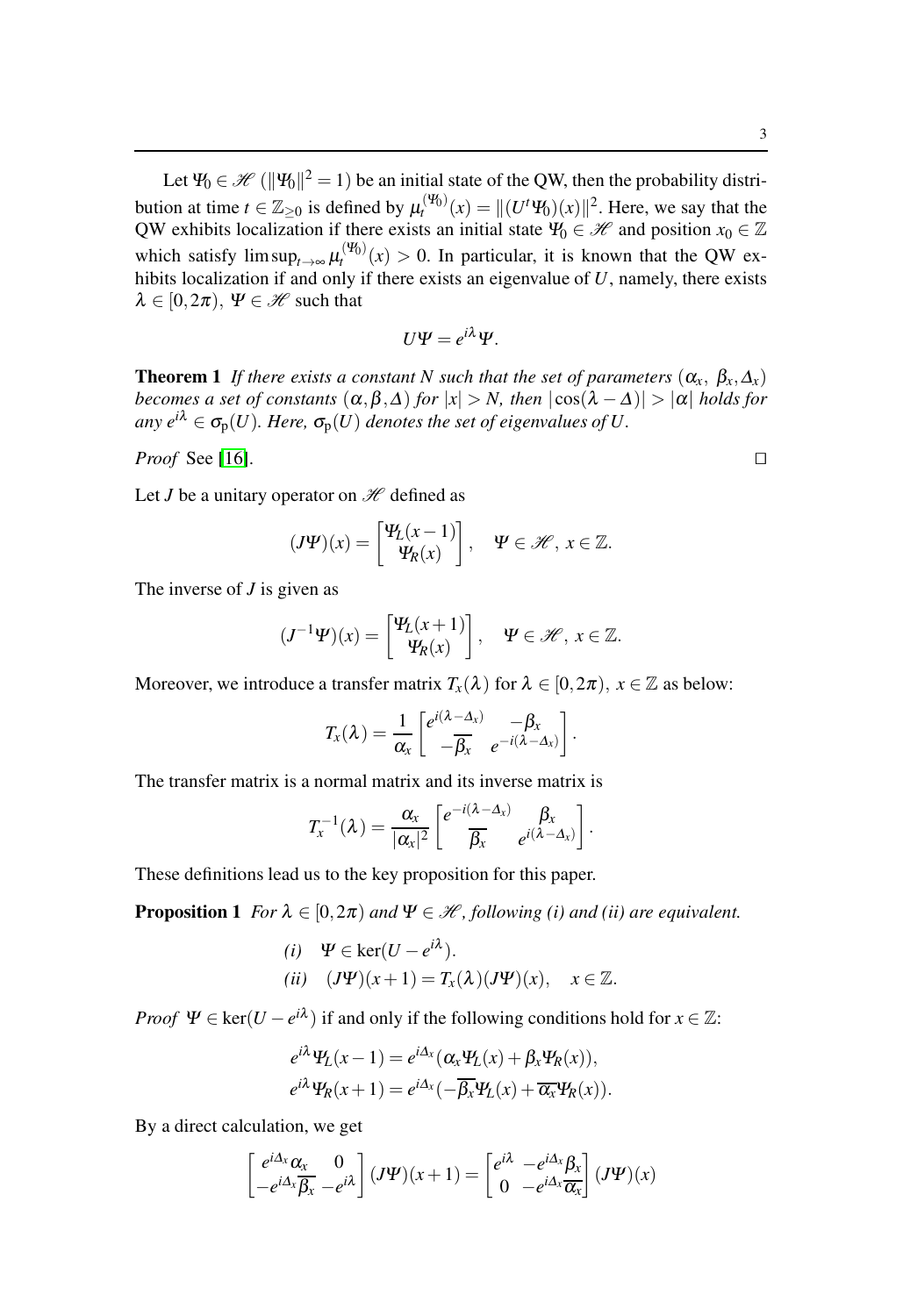Let $\Psi_0 \in \mathscr{H}$ ($\|\Psi_0\|^2 = 1$) be an initial state of the QW, then the probability distribution at time $t \in \mathbb{Z}_{\geq 0}$ is defined by $\mu_t^{(\Psi_0)}(x) = \|(U^t \Psi_0)(x)\|^2$. Here, we say that the QW exhibits localization if there exists an initial state $\Psi_0 \in \mathscr{H}$ and position $x_0 \in \mathbb{Z}$ which satisfy $\limsup_{t\to\infty} \mu_t^{(\Psi_0)}(x) > 0$. In particular, it is known that the QW exhibits localization if and only if there exists an eigenvalue of $U$, namely, there exists $\lambda \in [0, 2\pi)$, $\Psi \in \mathscr{H}$ such that

$$U\Psi = e^{i\lambda}\Psi.$$

**Theorem 1** *If there exists a constant $N$ such that the set of parameters $(\alpha_x,\ \beta_x, \Delta_x)$ becomes a set of constants $(\alpha, \beta, \Delta)$ for $|x| > N$, then $|\cos(\lambda - \Delta)| > |\alpha|$ holds for any $e^{i\lambda} \in \sigma_{\mathrm{p}}(U)$. Here, $\sigma_{\mathrm{p}}(U)$ denotes the set of eigenvalues of $U$.*

*Proof* See [16]. □

Let $J$ be a unitary operator on $\mathscr{H}$ defined as

$$(J\Psi)(x) = \begin{bmatrix} \Psi_L(x-1) \\ \Psi_R(x) \end{bmatrix}, \quad \Psi \in \mathscr{H},\ x \in \mathbb{Z}.$$

The inverse of $J$ is given as

$$(J^{-1}\Psi)(x) = \begin{bmatrix} \Psi_L(x+1) \\ \Psi_R(x) \end{bmatrix}, \quad \Psi \in \mathscr{H},\ x \in \mathbb{Z}.$$

Moreover, we introduce a transfer matrix $T_x(\lambda)$ for $\lambda \in [0, 2\pi)$, $x \in \mathbb{Z}$ as below:

$$T_x(\lambda) = \frac{1}{\alpha_x} \begin{bmatrix} e^{i(\lambda - \Delta_x)} & -\beta_x \\ -\overline{\beta_x} & e^{-i(\lambda - \Delta_x)} \end{bmatrix}.$$

The transfer matrix is a normal matrix and its inverse matrix is

$$T_x^{-1}(\lambda) = \frac{\alpha_x}{|\alpha_x|^2} \begin{bmatrix} e^{-i(\lambda - \Delta_x)} & \beta_x \\ \overline{\beta_x} & e^{i(\lambda - \Delta_x)} \end{bmatrix}.$$

These definitions lead us to the key proposition for this paper.

**Proposition 1** *For $\lambda \in [0, 2\pi)$ and $\Psi \in \mathscr{H}$, following (i) and (ii) are equivalent.*

*(i)* $\Psi \in \ker(U - e^{i\lambda})$.

*(ii)* $(J\Psi)(x+1) = T_x(\lambda)(J\Psi)(x), \quad x \in \mathbb{Z}.$

*Proof* $\Psi \in \ker(U - e^{i\lambda})$ if and only if the following conditions hold for $x \in \mathbb{Z}$:

$$e^{i\lambda}\Psi_L(x-1) = e^{i\Delta_x}(\alpha_x \Psi_L(x) + \beta_x \Psi_R(x)),$$
$$e^{i\lambda}\Psi_R(x+1) = e^{i\Delta_x}(-\overline{\beta_x}\Psi_L(x) + \overline{\alpha_x}\Psi_R(x)).$$

By a direct calculation, we get

$$\begin{bmatrix} e^{i\Delta_x}\alpha_x & 0 \\ -e^{i\Delta_x}\overline{\beta_x} & -e^{i\lambda} \end{bmatrix} (J\Psi)(x+1) = \begin{bmatrix} e^{i\lambda} & -e^{i\Delta_x}\beta_x \\ 0 & -e^{i\Delta_x}\overline{\alpha_x} \end{bmatrix} (J\Psi)(x)$$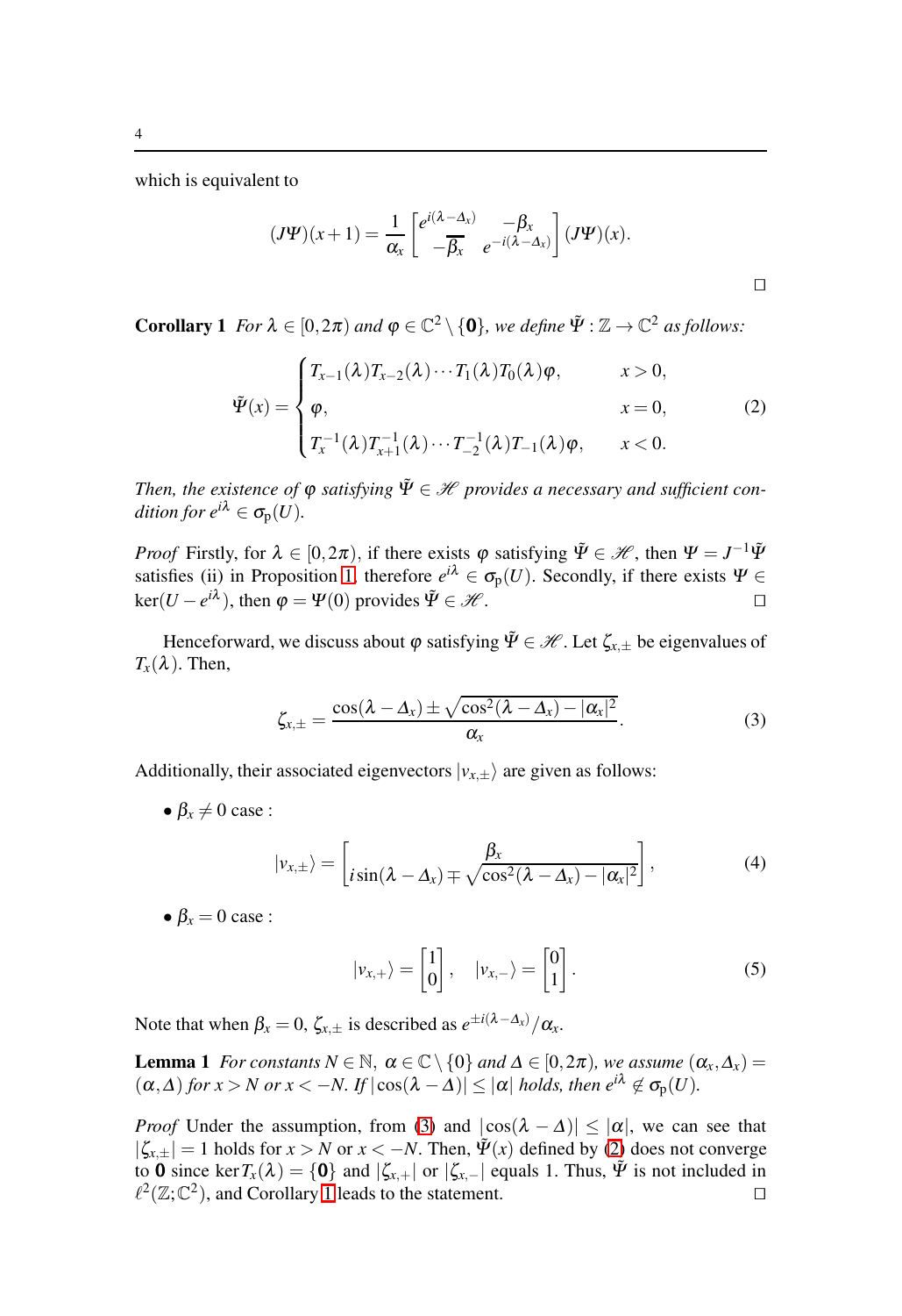which is equivalent to

$$(J\Psi)(x+1) = \frac{1}{\alpha_x} \begin{bmatrix} e^{i(\lambda-\Delta_x)} & -\beta_x \\ -\overline{\beta_x} & e^{-i(\lambda-\Delta_x)} \end{bmatrix} (J\Psi)(x).$$

□

**Corollary 1** *For $\lambda \in [0,2\pi)$ and $\varphi \in \mathbb{C}^2 \setminus \{\mathbf{0}\}$, we define $\tilde{\Psi} : \mathbb{Z} \to \mathbb{C}^2$ as follows:*

$$\tilde{\Psi}(x) = \begin{cases} T_{x-1}(\lambda)T_{x-2}(\lambda)\cdots T_1(\lambda)T_0(\lambda)\varphi, & x > 0, \\ \varphi, & x = 0, \\ T_x^{-1}(\lambda)T_{x+1}^{-1}(\lambda)\cdots T_{-2}^{-1}(\lambda)T_{-1}(\lambda)\varphi, & x < 0. \end{cases} \tag{2}$$

*Then, the existence of $\varphi$ satisfying $\tilde{\Psi} \in \mathscr{H}$ provides a necessary and sufficient condition for $e^{i\lambda} \in \sigma_{\mathrm{p}}(U)$.*

*Proof* Firstly, for $\lambda \in [0,2\pi)$, if there exists $\varphi$ satisfying $\tilde{\Psi} \in \mathscr{H}$, then $\Psi = J^{-1}\tilde{\Psi}$ satisfies (ii) in Proposition 1, therefore $e^{i\lambda} \in \sigma_{\mathrm{p}}(U)$. Secondly, if there exists $\Psi \in \ker(U - e^{i\lambda})$, then $\varphi = \Psi(0)$ provides $\tilde{\Psi} \in \mathscr{H}$. □

Henceforward, we discuss about $\varphi$ satisfying $\tilde{\Psi} \in \mathscr{H}$. Let $\zeta_{x,\pm}$ be eigenvalues of $T_x(\lambda)$. Then,

$$\zeta_{x,\pm} = \frac{\cos(\lambda - \Delta_x) \pm \sqrt{\cos^2(\lambda - \Delta_x) - |\alpha_x|^2}}{\alpha_x}. \tag{3}$$

Additionally, their associated eigenvectors $|v_{x,\pm}\rangle$ are given as follows:

- $\beta_x \neq 0$ case :

$$|v_{x,\pm}\rangle = \begin{bmatrix} \beta_x \\ i\sin(\lambda - \Delta_x) \mp \sqrt{\cos^2(\lambda - \Delta_x) - |\alpha_x|^2} \end{bmatrix}, \tag{4}$$

- $\beta_x = 0$ case :

$$|v_{x,+}\rangle = \begin{bmatrix} 1 \\ 0 \end{bmatrix}, \quad |v_{x,-}\rangle = \begin{bmatrix} 0 \\ 1 \end{bmatrix}. \tag{5}$$

Note that when $\beta_x = 0$, $\zeta_{x,\pm}$ is described as $e^{\pm i(\lambda - \Delta_x)}/\alpha_x$.

**Lemma 1** *For constants $N \in \mathbb{N}$, $\alpha \in \mathbb{C} \setminus \{0\}$ and $\Delta \in [0,2\pi)$, we assume $(\alpha_x, \Delta_x) = (\alpha, \Delta)$ for $x > N$ or $x < -N$. If $|\cos(\lambda - \Delta)| \leq |\alpha|$ holds, then $e^{i\lambda} \notin \sigma_{\mathrm{p}}(U)$.*

*Proof* Under the assumption, from (3) and $|\cos(\lambda - \Delta)| \leq |\alpha|$, we can see that $|\zeta_{x,\pm}| = 1$ holds for $x > N$ or $x < -N$. Then, $\tilde{\Psi}(x)$ defined by (2) does not converge to $\mathbf{0}$ since $\ker T_x(\lambda) = \{\mathbf{0}\}$ and $|\zeta_{x,+}|$ or $|\zeta_{x,-}|$ equals 1. Thus, $\tilde{\Psi}$ is not included in $\ell^2(\mathbb{Z};\mathbb{C}^2)$, and Corollary 1 leads to the statement. □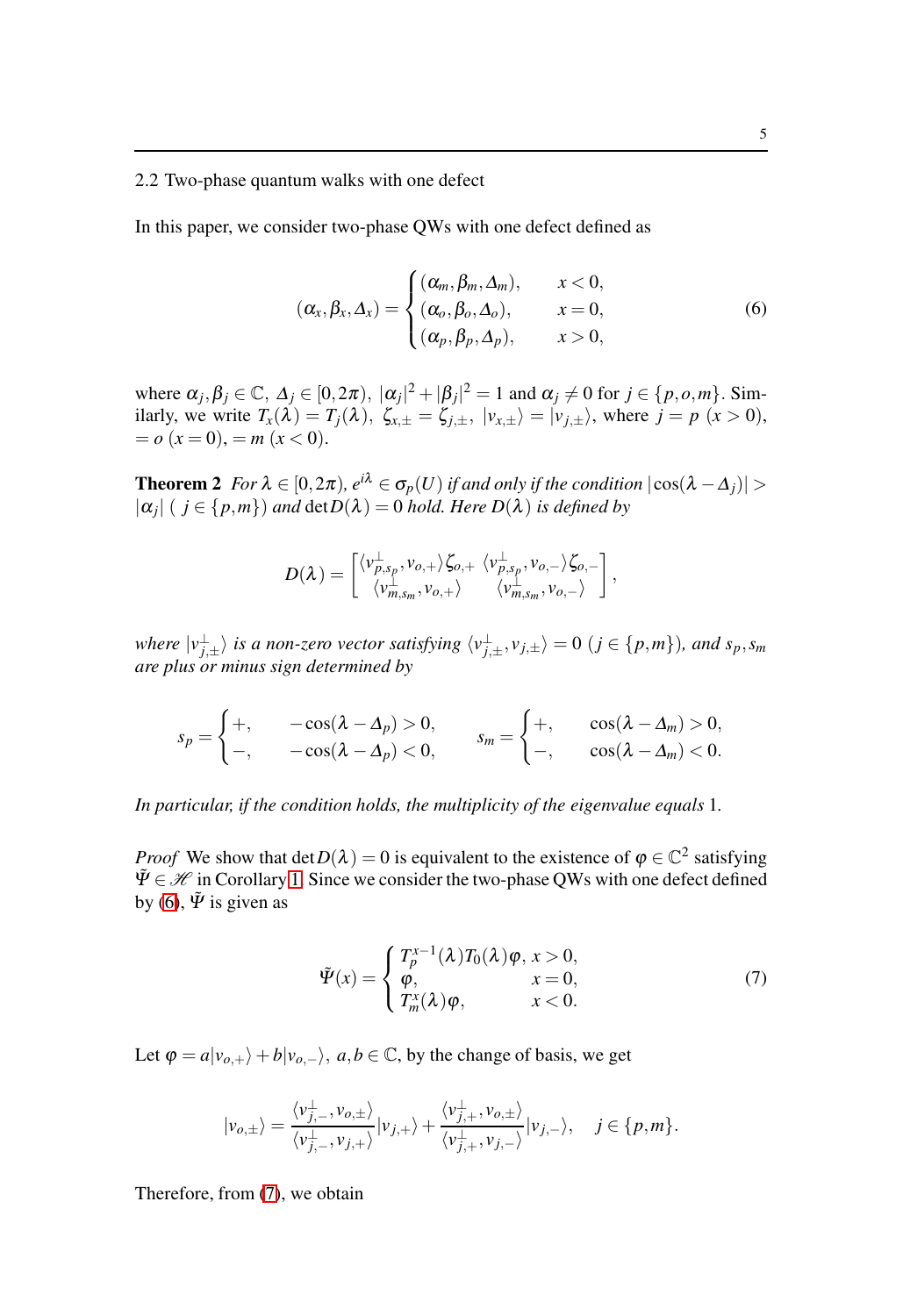## 2.2 Two-phase quantum walks with one defect

In this paper, we consider two-phase QWs with one defect defined as

$$(\alpha_x, \beta_x, \Delta_x) = \begin{cases} (\alpha_m, \beta_m, \Delta_m), & x < 0, \\ (\alpha_o, \beta_o, \Delta_o), & x = 0, \\ (\alpha_p, \beta_p, \Delta_p), & x > 0, \end{cases} \tag{6}$$

where $\alpha_j, \beta_j \in \mathbb{C}$, $\Delta_j \in [0, 2\pi)$, $|\alpha_j|^2 + |\beta_j|^2 = 1$ and $\alpha_j \neq 0$ for $j \in \{p, o, m\}$. Similarly, we write $T_x(\lambda) = T_j(\lambda)$, $\zeta_{x,\pm} = \zeta_{j,\pm}$, $|v_{x,\pm}\rangle = |v_{j,\pm}\rangle$, where $j = p$ $(x > 0)$, $= o$ $(x = 0)$, $= m$ $(x < 0)$.

**Theorem 2** *For $\lambda \in [0, 2\pi)$, $e^{i\lambda} \in \sigma_p(U)$ if and only if the condition $|\cos(\lambda - \Delta_j)| > |\alpha_j|$ ($j \in \{p, m\}$) and $\det D(\lambda) = 0$ hold. Here $D(\lambda)$ is defined by*

$$D(\lambda) = \begin{bmatrix} \langle v^{\perp}_{p,s_p}, v_{o,+}\rangle \zeta_{o,+} & \langle v^{\perp}_{p,s_p}, v_{o,-}\rangle \zeta_{o,-} \\ \langle v^{\perp}_{m,s_m}, v_{o,+}\rangle & \langle v^{\perp}_{m,s_m}, v_{o,-}\rangle \end{bmatrix},$$

*where $|v^{\perp}_{j,\pm}\rangle$ is a non-zero vector satisfying $\langle v^{\perp}_{j,\pm}, v_{j,\pm}\rangle = 0$ ($j \in \{p, m\}$), and $s_p, s_m$ are plus or minus sign determined by*

$$s_p = \begin{cases} +, & -\cos(\lambda - \Delta_p) > 0, \\ -, & -\cos(\lambda - \Delta_p) < 0, \end{cases} \qquad s_m = \begin{cases} +, & \cos(\lambda - \Delta_m) > 0, \\ -, & \cos(\lambda - \Delta_m) < 0. \end{cases}$$

*In particular, if the condition holds, the multiplicity of the eigenvalue equals* 1.

*Proof* We show that $\det D(\lambda) = 0$ is equivalent to the existence of $\varphi \in \mathbb{C}^2$ satisfying $\tilde{\Psi} \in \mathscr{H}$ in Corollary 1. Since we consider the two-phase QWs with one defect defined by (6), $\tilde{\Psi}$ is given as

$$\tilde{\Psi}(x) = \begin{cases} T_p^{x-1}(\lambda) T_0(\lambda)\varphi, & x > 0, \\ \varphi, & x = 0, \\ T_m^x(\lambda)\varphi, & x < 0. \end{cases} \tag{7}$$

Let $\varphi = a|v_{o,+}\rangle + b|v_{o,-}\rangle$, $a, b \in \mathbb{C}$, by the change of basis, we get

$$|v_{o,\pm}\rangle = \frac{\langle v^{\perp}_{j,-}, v_{o,\pm}\rangle}{\langle v^{\perp}_{j,-}, v_{j,+}\rangle}|v_{j,+}\rangle + \frac{\langle v^{\perp}_{j,+}, v_{o,\pm}\rangle}{\langle v^{\perp}_{j,+}, v_{j,-}\rangle}|v_{j,-}\rangle, \quad j \in \{p, m\}.$$

Therefore, from (7), we obtain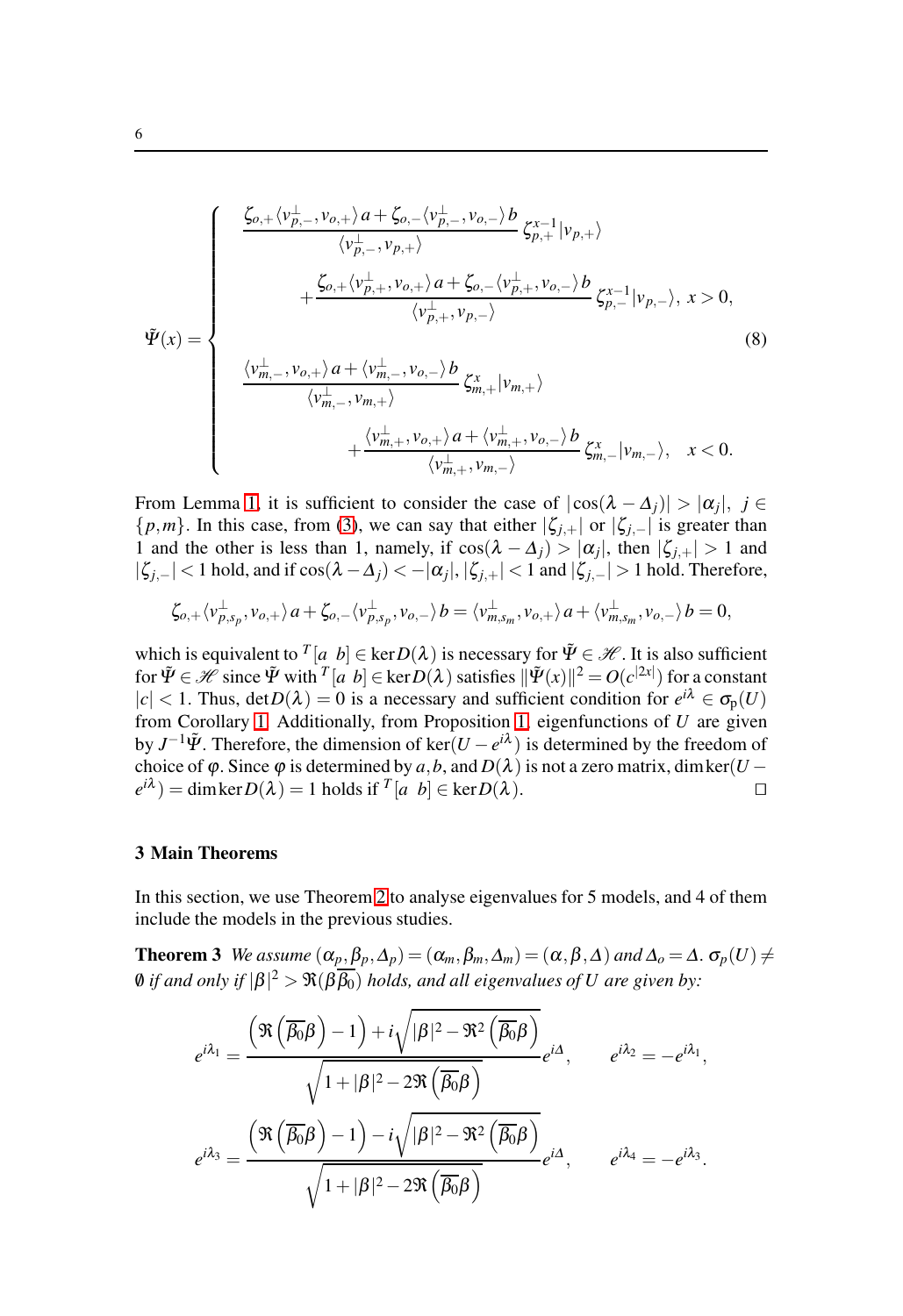$$
\tilde{\Psi}(x) = \begin{cases} \dfrac{\zeta_{o,+}\langle v_{p,-}^{\perp}, v_{o,+}\rangle\, a + \zeta_{o,-}\langle v_{p,-}^{\perp}, v_{o,-}\rangle\, b}{\langle v_{p,-}^{\perp}, v_{p,+}\rangle}\, \zeta_{p,+}^{x-1} |v_{p,+}\rangle \\ \qquad + \dfrac{\zeta_{o,+}\langle v_{p,+}^{\perp}, v_{o,+}\rangle\, a + \zeta_{o,-}\langle v_{p,+}^{\perp}, v_{o,-}\rangle\, b}{\langle v_{p,+}^{\perp}, v_{p,-}\rangle}\, \zeta_{p,-}^{x-1} |v_{p,-}\rangle, \ x > 0, \\ \dfrac{\langle v_{m,-}^{\perp}, v_{o,+}\rangle\, a + \langle v_{m,-}^{\perp}, v_{o,-}\rangle\, b}{\langle v_{m,-}^{\perp}, v_{m,+}\rangle}\, \zeta_{m,+}^{x} |v_{m,+}\rangle \\ \qquad + \dfrac{\langle v_{m,+}^{\perp}, v_{o,+}\rangle\, a + \langle v_{m,+}^{\perp}, v_{o,-}\rangle\, b}{\langle v_{m,+}^{\perp}, v_{m,-}\rangle}\, \zeta_{m,-}^{x} |v_{m,-}\rangle, \quad x < 0. \end{cases} \tag{8}
$$

From Lemma 1, it is sufficient to consider the case of $|\cos(\lambda - \Delta_j)| > |\alpha_j|,\ j \in \{p, m\}$. In this case, from (3), we can say that either $|\zeta_{j,+}|$ or $|\zeta_{j,-}|$ is greater than 1 and the other is less than 1, namely, if $\cos(\lambda - \Delta_j) > |\alpha_j|$, then $|\zeta_{j,+}| > 1$ and $|\zeta_{j,-}| < 1$ hold, and if $\cos(\lambda - \Delta_j) < -|\alpha_j|$, $|\zeta_{j,+}| < 1$ and $|\zeta_{j,-}| > 1$ hold. Therefore,

$$
\zeta_{o,+}\langle v_{p,s_p}^{\perp}, v_{o,+}\rangle\, a + \zeta_{o,-}\langle v_{p,s_p}^{\perp}, v_{o,-}\rangle\, b = \langle v_{m,s_m}^{\perp}, v_{o,+}\rangle\, a + \langle v_{m,s_m}^{\perp}, v_{o,-}\rangle\, b = 0,
$$

which is equivalent to ${}^{T}[a\ \ b] \in \ker D(\lambda)$ is necessary for $\tilde{\Psi} \in \mathscr{H}$. It is also sufficient for $\tilde{\Psi} \in \mathscr{H}$ since $\tilde{\Psi}$ with ${}^{T}[a\ \ b] \in \ker D(\lambda)$ satisfies $\|\tilde{\Psi}(x)\|^2 = O(c^{|2x|})$ for a constant $|c| < 1$. Thus, $\det D(\lambda) = 0$ is a necessary and sufficient condition for $e^{i\lambda} \in \sigma_{\mathrm{p}}(U)$ from Corollary 1. Additionally, from Proposition 1, eigenfunctions of $U$ are given by $J^{-1}\tilde{\Psi}$. Therefore, the dimension of $\ker(U - e^{i\lambda})$ is determined by the freedom of choice of $\varphi$. Since $\varphi$ is determined by $a, b$, and $D(\lambda)$ is not a zero matrix, $\dim\ker(U - e^{i\lambda}) = \dim\ker D(\lambda) = 1$ holds if ${}^{T}[a\ \ b] \in \ker D(\lambda)$. $\square$

## 3 Main Theorems

In this section, we use Theorem 2 to analyse eigenvalues for 5 models, and 4 of them include the models in the previous studies.

**Theorem 3** *We assume $(\alpha_p, \beta_p, \Delta_p) = (\alpha_m, \beta_m, \Delta_m) = (\alpha, \beta, \Delta)$ and $\Delta_o = \Delta$. $\sigma_p(U) \neq \emptyset$ if and only if $|\beta|^2 > \Re(\beta\overline{\beta_0})$ holds, and all eigenvalues of $U$ are given by:*

$$
e^{i\lambda_1} = \frac{\left(\Re\left(\overline{\beta_0}\beta\right) - 1\right) + i\sqrt{|\beta|^2 - \Re^2\left(\overline{\beta_0}\beta\right)}}{\sqrt{1 + |\beta|^2 - 2\Re\left(\overline{\beta_0}\beta\right)}} e^{i\Delta}, \qquad e^{i\lambda_2} = -e^{i\lambda_1},
$$

$$
e^{i\lambda_3} = \frac{\left(\Re\left(\overline{\beta_0}\beta\right) - 1\right) - i\sqrt{|\beta|^2 - \Re^2\left(\overline{\beta_0}\beta\right)}}{\sqrt{1 + |\beta|^2 - 2\Re\left(\overline{\beta_0}\beta\right)}} e^{i\Delta}, \qquad e^{i\lambda_4} = -e^{i\lambda_3}.
$$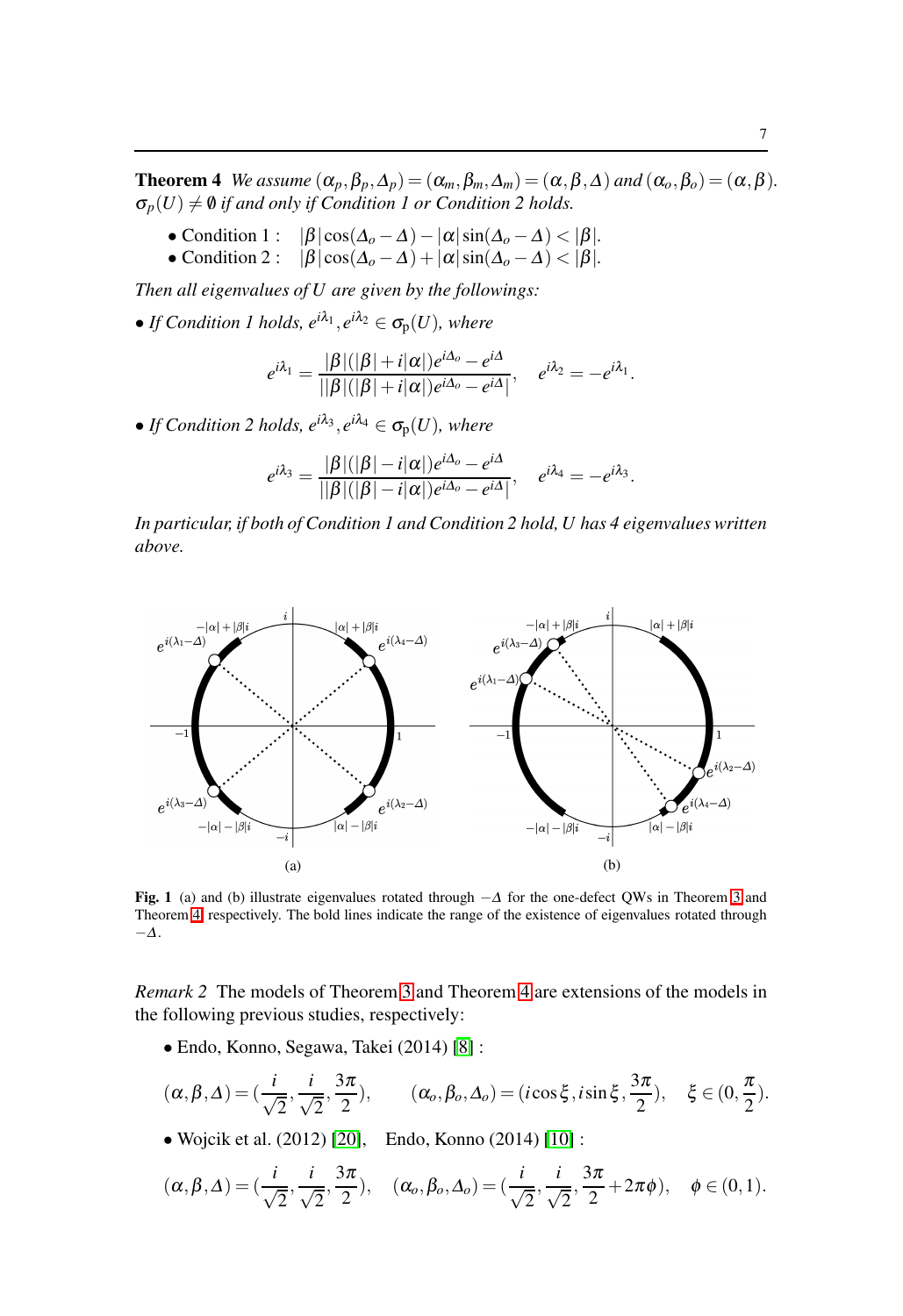**Theorem 4** *We assume $(\alpha_p, \beta_p, \Delta_p) = (\alpha_m, \beta_m, \Delta_m) = (\alpha, \beta, \Delta)$ and $(\alpha_o, \beta_o) = (\alpha, \beta)$. $\sigma_p(U) \neq \emptyset$ if and only if Condition 1 or Condition 2 holds.*

- Condition 1 : $\quad |\beta|\cos(\Delta_o - \Delta) - |\alpha|\sin(\Delta_o - \Delta) < |\beta|$.
- Condition 2 : $\quad |\beta|\cos(\Delta_o - \Delta) + |\alpha|\sin(\Delta_o - \Delta) < |\beta|$.

*Then all eigenvalues of $U$ are given by the followings:*

- *If Condition 1 holds, $e^{i\lambda_1}, e^{i\lambda_2} \in \sigma_p(U)$, where*

$$e^{i\lambda_1} = \frac{|\beta|(|\beta| + i|\alpha|)e^{i\Delta_o} - e^{i\Delta}}{||\beta|(|\beta| + i|\alpha|)e^{i\Delta_o} - e^{i\Delta}|}, \quad e^{i\lambda_2} = -e^{i\lambda_1}.$$

- *If Condition 2 holds, $e^{i\lambda_3}, e^{i\lambda_4} \in \sigma_p(U)$, where*

$$e^{i\lambda_3} = \frac{|\beta|(|\beta| - i|\alpha|)e^{i\Delta_o} - e^{i\Delta}}{||\beta|(|\beta| - i|\alpha|)e^{i\Delta_o} - e^{i\Delta}|}, \quad e^{i\lambda_4} = -e^{i\lambda_3}.$$

*In particular, if both of Condition 1 and Condition 2 hold, $U$ has 4 eigenvalues written above.*

**Fig. 1** (a) and (b) illustrate eigenvalues rotated through $-\Delta$ for the one-defect QWs in Theorem 3 and Theorem 4, respectively. The bold lines indicate the range of the existence of eigenvalues rotated through $-\Delta$.

*Remark 2* The models of Theorem 3 and Theorem 4 are extensions of the models in the following previous studies, respectively:

- Endo, Konno, Segawa, Takei (2014) [8] :

$$(\alpha, \beta, \Delta) = (\frac{i}{\sqrt{2}}, \frac{i}{\sqrt{2}}, \frac{3\pi}{2}), \qquad (\alpha_o, \beta_o, \Delta_o) = (i\cos\xi, i\sin\xi, \frac{3\pi}{2}), \quad \xi \in (0, \frac{\pi}{2}).$$

- Wojcik et al. (2012) [20], Endo, Konno (2014) [10] :

$$(\alpha, \beta, \Delta) = (\frac{i}{\sqrt{2}}, \frac{i}{\sqrt{2}}, \frac{3\pi}{2}), \quad (\alpha_o, \beta_o, \Delta_o) = (\frac{i}{\sqrt{2}}, \frac{i}{\sqrt{2}}, \frac{3\pi}{2} + 2\pi\phi), \quad \phi \in (0, 1).$$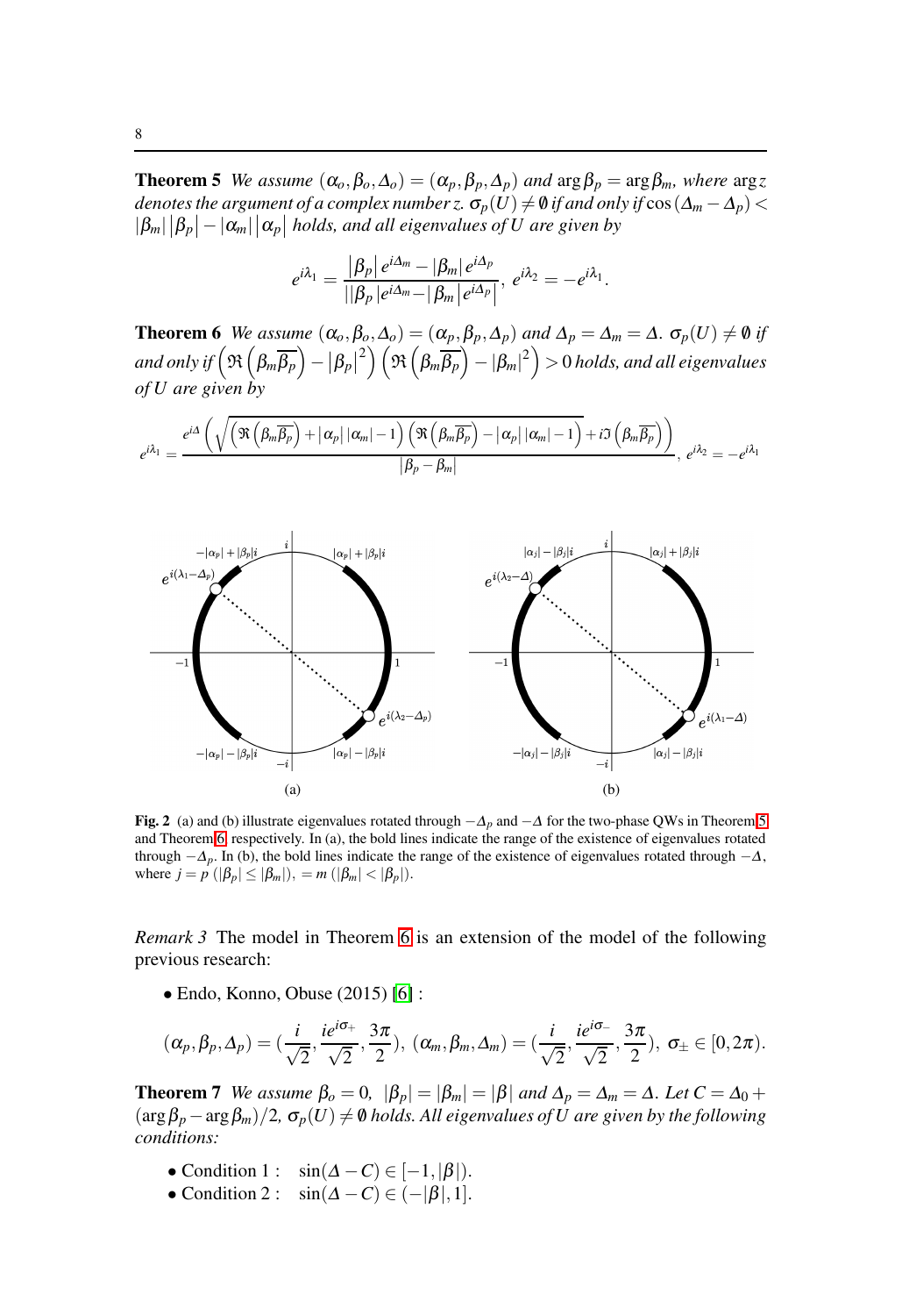**Theorem 5** *We assume $(\alpha_o, \beta_o, \Delta_o) = (\alpha_p, \beta_p, \Delta_p)$ and $\arg\beta_p = \arg\beta_m$, where $\arg z$ denotes the argument of a complex number z. $\sigma_p(U) \neq \emptyset$ if and only if $\cos(\Delta_m - \Delta_p) < |\beta_m||\beta_p| - |\alpha_m||\alpha_p|$ holds, and all eigenvalues of U are given by*

$$e^{i\lambda_1} = \frac{|\beta_p|e^{i\Delta_m} - |\beta_m|e^{i\Delta_p}}{||\beta_p|e^{i\Delta_m} - |\beta_m|e^{i\Delta_p}|},\ e^{i\lambda_2} = -e^{i\lambda_1}.$$

**Theorem 6** *We assume $(\alpha_o, \beta_o, \Delta_o) = (\alpha_p, \beta_p, \Delta_p)$ and $\Delta_p = \Delta_m = \Delta$. $\sigma_p(U) \neq \emptyset$ if and only if $\left(\Re\left(\beta_m\overline{\beta_p}\right) - |\beta_p|^2\right)\left(\Re\left(\beta_m\overline{\beta_p}\right) - |\beta_m|^2\right) > 0$ holds, and all eigenvalues of U are given by*

$$e^{i\lambda_1} = \frac{e^{i\Delta}\left(\sqrt{\left(\Re\left(\beta_m\overline{\beta_p}\right) + |\alpha_p||\alpha_m| - 1\right)\left(\Re\left(\beta_m\overline{\beta_p}\right) - |\alpha_p||\alpha_m| - 1\right)} + i\Im\left(\beta_m\overline{\beta_p}\right)\right)}{|\beta_p - \beta_m|},\ e^{i\lambda_2} = -e^{i\lambda_1}$$

**Fig. 2** (a) and (b) illustrate eigenvalues rotated through $-\Delta_p$ and $-\Delta$ for the two-phase QWs in Theorem 5 and Theorem 6, respectively. In (a), the bold lines indicate the range of the existence of eigenvalues rotated through $-\Delta_p$. In (b), the bold lines indicate the range of the existence of eigenvalues rotated through $-\Delta$, where $j = p$ ($|\beta_p| \leq |\beta_m|$), $= m$ ($|\beta_m| < |\beta_p|$).

*Remark 3* The model in Theorem 6 is an extension of the model of the following previous research:

- Endo, Konno, Obuse (2015) [6] :

$$(\alpha_p, \beta_p, \Delta_p) = (\frac{i}{\sqrt{2}}, \frac{ie^{i\sigma_+}}{\sqrt{2}}, \frac{3\pi}{2}),\ (\alpha_m, \beta_m, \Delta_m) = (\frac{i}{\sqrt{2}}, \frac{ie^{i\sigma_-}}{\sqrt{2}}, \frac{3\pi}{2}),\ \sigma_\pm \in [0, 2\pi).$$

**Theorem 7** *We assume $\beta_o = 0$, $|\beta_p| = |\beta_m| = |\beta|$ and $\Delta_p = \Delta_m = \Delta$. Let $C = \Delta_0 + (\arg\beta_p - \arg\beta_m)/2$, $\sigma_p(U) \neq \emptyset$ holds. All eigenvalues of U are given by the following conditions:*

- Condition 1 : $\sin(\Delta - C) \in [-1, |\beta|)$.
- Condition 2 : $\sin(\Delta - C) \in (-|\beta|, 1]$.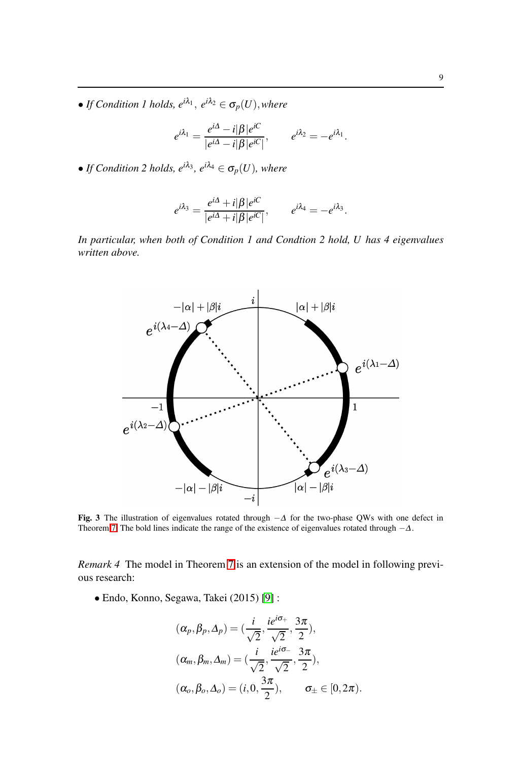• *If Condition 1 holds, $e^{i\lambda_1}$, $e^{i\lambda_2} \in \sigma_p(U)$, where*

$$e^{i\lambda_1} = \frac{e^{i\Delta} - i|\beta|e^{iC}}{|e^{i\Delta} - i|\beta|e^{iC}|}, \qquad e^{i\lambda_2} = -e^{i\lambda_1}.$$

• *If Condition 2 holds, $e^{i\lambda_3}$, $e^{i\lambda_4} \in \sigma_p(U)$, where*

$$e^{i\lambda_3} = \frac{e^{i\Delta} + i|\beta|e^{iC}}{|e^{i\Delta} + i|\beta|e^{iC}|}, \qquad e^{i\lambda_4} = -e^{i\lambda_3}.$$

*In particular, when both of Condition 1 and Condtion 2 hold, U has 4 eigenvalues written above.*

**Fig. 3** The illustration of eigenvalues rotated through $-\Delta$ for the two-phase QWs with one defect in Theorem 7. The bold lines indicate the range of the existence of eigenvalues rotated through $-\Delta$.

*Remark 4* The model in Theorem 7 is an extension of the model in following previous research:

• Endo, Konno, Segawa, Takei (2015) [9] :

$$(\alpha_p, \beta_p, \Delta_p) = (\frac{i}{\sqrt{2}}, \frac{ie^{i\sigma_+}}{\sqrt{2}}, \frac{3\pi}{2}),$$

$$(\alpha_m, \beta_m, \Delta_m) = (\frac{i}{\sqrt{2}}, \frac{ie^{i\sigma_-}}{\sqrt{2}}, \frac{3\pi}{2}),$$

$$(\alpha_o, \beta_o, \Delta_o) = (i, 0, \frac{3\pi}{2}), \qquad \sigma_\pm \in [0, 2\pi).$$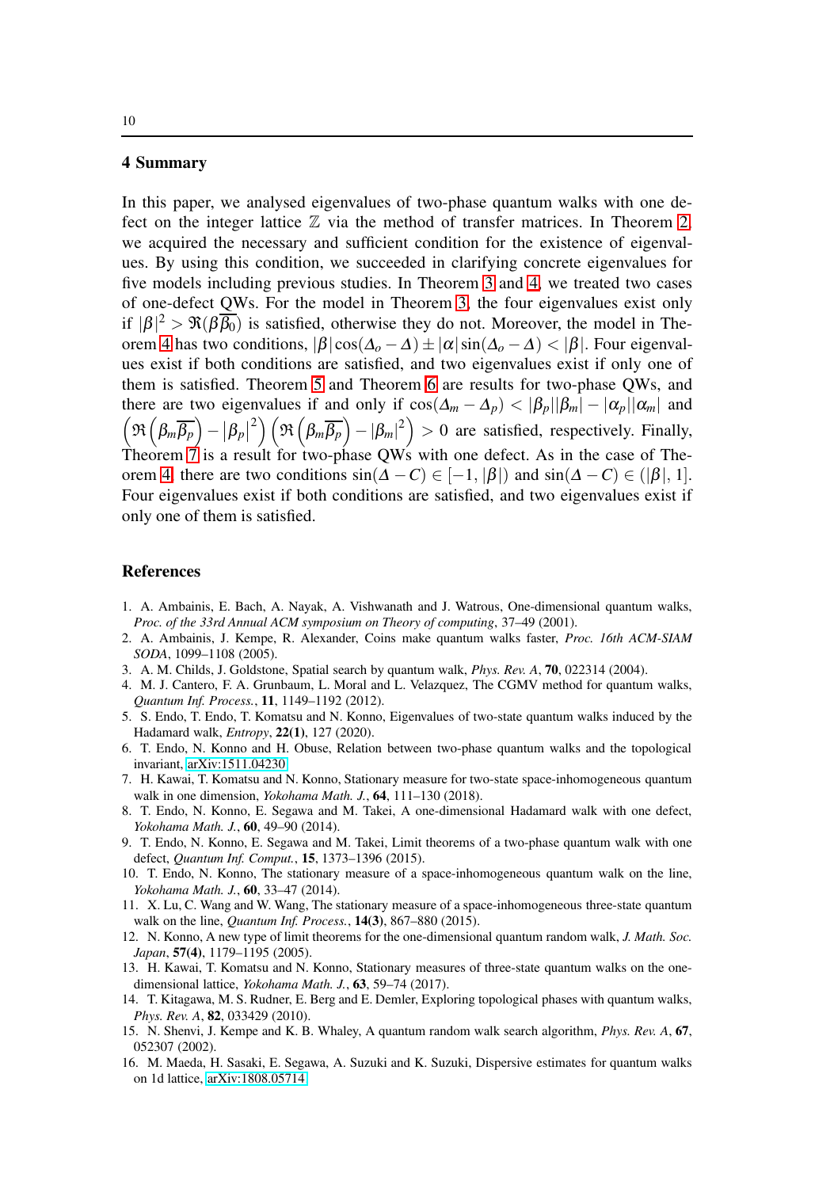## 4 Summary

In this paper, we analysed eigenvalues of two-phase quantum walks with one defect on the integer lattice $\mathbb{Z}$ via the method of transfer matrices. In Theorem 2, we acquired the necessary and sufficient condition for the existence of eigenvalues. By using this condition, we succeeded in clarifying concrete eigenvalues for five models including previous studies. In Theorem 3 and 4, we treated two cases of one-defect QWs. For the model in Theorem 3, the four eigenvalues exist only if $|\beta|^2 > \Re(\beta\overline{\beta_0})$ is satisfied, otherwise they do not. Moreover, the model in Theorem 4 has two conditions, $|\beta|\cos(\Delta_o - \Delta) \pm |\alpha|\sin(\Delta_o - \Delta) < |\beta|$. Four eigenvalues exist if both conditions are satisfied, and two eigenvalues exist if only one of them is satisfied. Theorem 5 and Theorem 6 are results for two-phase QWs, and there are two eigenvalues if and only if $\cos(\Delta_m - \Delta_p) < |\beta_p||\beta_m| - |\alpha_p||\alpha_m|$ and $\left(\Re\left(\beta_m\overline{\beta_p}\right) - \left|\beta_p\right|^2\right)\left(\Re\left(\beta_m\overline{\beta_p}\right) - |\beta_m|^2\right) > 0$ are satisfied, respectively. Finally, Theorem 7 is a result for two-phase QWs with one defect. As in the case of Theorem 4, there are two conditions $\sin(\Delta - C) \in [-1, |\beta|)$ and $\sin(\Delta - C) \in (|\beta|, 1]$. Four eigenvalues exist if both conditions are satisfied, and two eigenvalues exist if only one of them is satisfied.

## References

1. A. Ambainis, E. Bach, A. Nayak, A. Vishwanath and J. Watrous, One-dimensional quantum walks, *Proc. of the 33rd Annual ACM symposium on Theory of computing*, 37–49 (2001).
2. A. Ambainis, J. Kempe, R. Alexander, Coins make quantum walks faster, *Proc. 16th ACM-SIAM SODA*, 1099–1108 (2005).
3. A. M. Childs, J. Goldstone, Spatial search by quantum walk, *Phys. Rev. A*, **70**, 022314 (2004).
4. M. J. Cantero, F. A. Grunbaum, L. Moral and L. Velazquez, The CGMV method for quantum walks, *Quantum Inf. Process.*, **11**, 1149–1192 (2012).
5. S. Endo, T. Endo, T. Komatsu and N. Konno, Eigenvalues of two-state quantum walks induced by the Hadamard walk, *Entropy*, **22(1)**, 127 (2020).
6. T. Endo, N. Konno and H. Obuse, Relation between two-phase quantum walks and the topological invariant, arXiv:1511.04230
7. H. Kawai, T. Komatsu and N. Konno, Stationary measure for two-state space-inhomogeneous quantum walk in one dimension, *Yokohama Math. J.*, **64**, 111–130 (2018).
8. T. Endo, N. Konno, E. Segawa and M. Takei, A one-dimensional Hadamard walk with one defect, *Yokohama Math. J.*, **60**, 49–90 (2014).
9. T. Endo, N. Konno, E. Segawa and M. Takei, Limit theorems of a two-phase quantum walk with one defect, *Quantum Inf. Comput.*, **15**, 1373–1396 (2015).
10. T. Endo, N. Konno, The stationary measure of a space-inhomogeneous quantum walk on the line, *Yokohama Math. J.*, **60**, 33–47 (2014).
11. X. Lu, C. Wang and W. Wang, The stationary measure of a space-inhomogeneous three-state quantum walk on the line, *Quantum Inf. Process.*, **14(3)**, 867–880 (2015).
12. N. Konno, A new type of limit theorems for the one-dimensional quantum random walk, *J. Math. Soc. Japan*, **57(4)**, 1179–1195 (2005).
13. H. Kawai, T. Komatsu and N. Konno, Stationary measures of three-state quantum walks on the one-dimensional lattice, *Yokohama Math. J.*, **63**, 59–74 (2017).
14. T. Kitagawa, M. S. Rudner, E. Berg and E. Demler, Exploring topological phases with quantum walks, *Phys. Rev. A*, **82**, 033429 (2010).
15. N. Shenvi, J. Kempe and K. B. Whaley, A quantum random walk search algorithm, *Phys. Rev. A*, **67**, 052307 (2002).
16. M. Maeda, H. Sasaki, E. Segawa, A. Suzuki and K. Suzuki, Dispersive estimates for quantum walks on 1d lattice, arXiv:1808.05714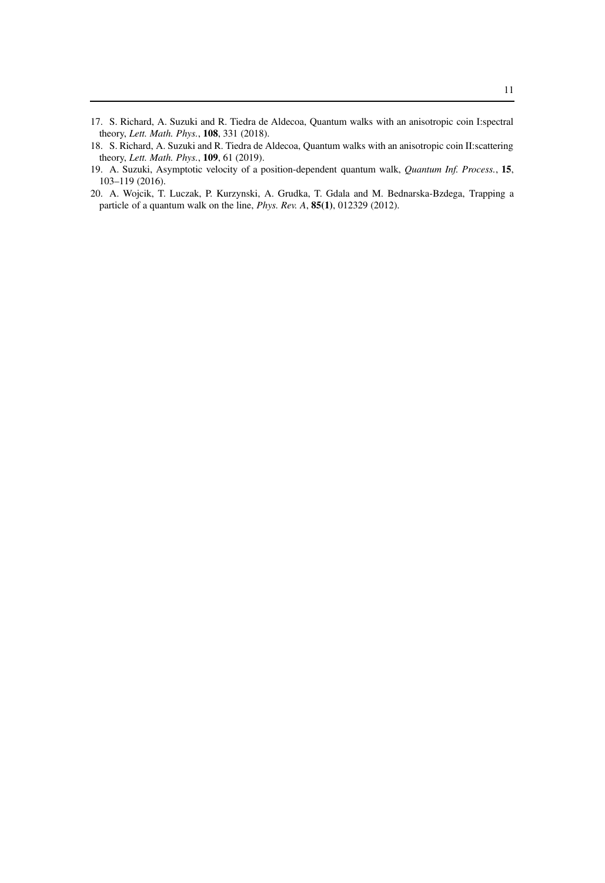17. S. Richard, A. Suzuki and R. Tiedra de Aldecoa, Quantum walks with an anisotropic coin I:spectral theory, *Lett. Math. Phys.*, **108**, 331 (2018).
18. S. Richard, A. Suzuki and R. Tiedra de Aldecoa, Quantum walks with an anisotropic coin II:scattering theory, *Lett. Math. Phys.*, **109**, 61 (2019).
19. A. Suzuki, Asymptotic velocity of a position-dependent quantum walk, *Quantum Inf. Process.*, **15**, 103–119 (2016).
20. A. Wojcik, T. Luczak, P. Kurzynski, A. Grudka, T. Gdala and M. Bednarska-Bzdega, Trapping a particle of a quantum walk on the line, *Phys. Rev. A*, **85(1)**, 012329 (2012).